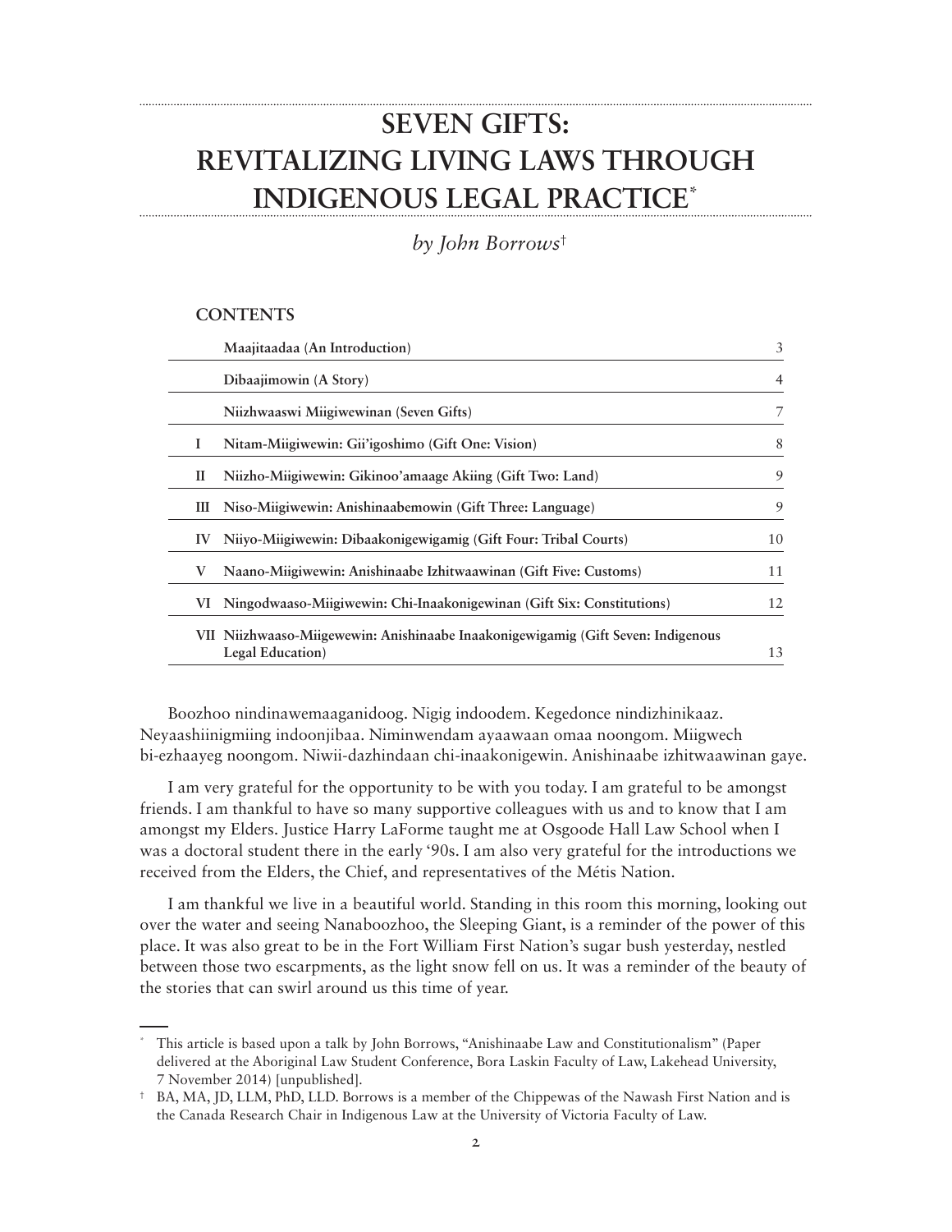# SEVEN GIFTS: REVITALIZING LIVING LAWS THROUGH INDIGENOUS LEGAL PRACTICE*

*by John Borrows*†

## CONTENTS

| | | |
|---|---|---|
| | Maajitaadaa (An Introduction) | 3 |
| | Dibaajimowin (A Story) | 4 |
| | Niizhwaaswi Miigiwewinan (Seven Gifts) | 7 |
| I | Nitam-Miigiwewin: Gii'igoshimo (Gift One: Vision) | 8 |
| II | Niizho-Miigiwewin: Gikinoo'amaage Akiing (Gift Two: Land) | 9 |
| III | Niso-Miigiwewin: Anishinaabemowin (Gift Three: Language) | 9 |
| IV | Niiyo-Miigiwewin: Dibaakonigewigamig (Gift Four: Tribal Courts) | 10 |
| V | Naano-Miigiwewin: Anishinaabe Izhitwaawinan (Gift Five: Customs) | 11 |
| VI | Ningodwaaso-Miigiwewin: Chi-Inaakonigewinan (Gift Six: Constitutions) | 12 |
| VII | Niizhwaaso-Miigewewin: Anishinaabe Inaakonigewigamig (Gift Seven: Indigenous Legal Education) | 13 |

Boozhoo nindinawemaaganidoog. Nigig indoodem. Kegedonce nindizhinikaaz. Neyaashiinigmiing indoonjibaa. Niminwendam ayaawaan omaa noongom. Miigwech bi-ezhaayeg noongom. Niwii-dazhindaan chi-inaakonigewin. Anishinaabe izhitwaawinan gaye.

I am very grateful for the opportunity to be with you today. I am grateful to be amongst friends. I am thankful to have so many supportive colleagues with us and to know that I am amongst my Elders. Justice Harry LaForme taught me at Osgoode Hall Law School when I was a doctoral student there in the early '90s. I am also very grateful for the introductions we received from the Elders, the Chief, and representatives of the Métis Nation.

I am thankful we live in a beautiful world. Standing in this room this morning, looking out over the water and seeing Nanaboozhoo, the Sleeping Giant, is a reminder of the power of this place. It was also great to be in the Fort William First Nation's sugar bush yesterday, nestled between those two escarpments, as the light snow fell on us. It was a reminder of the beauty of the stories that can swirl around us this time of year.

---

\* This article is based upon a talk by John Borrows, "Anishinaabe Law and Constitutionalism" (Paper delivered at the Aboriginal Law Student Conference, Bora Laskin Faculty of Law, Lakehead University, 7 November 2014) [unpublished].

† BA, MA, JD, LLM, PhD, LLD. Borrows is a member of the Chippewas of the Nawash First Nation and is the Canada Research Chair in Indigenous Law at the University of Victoria Faculty of Law.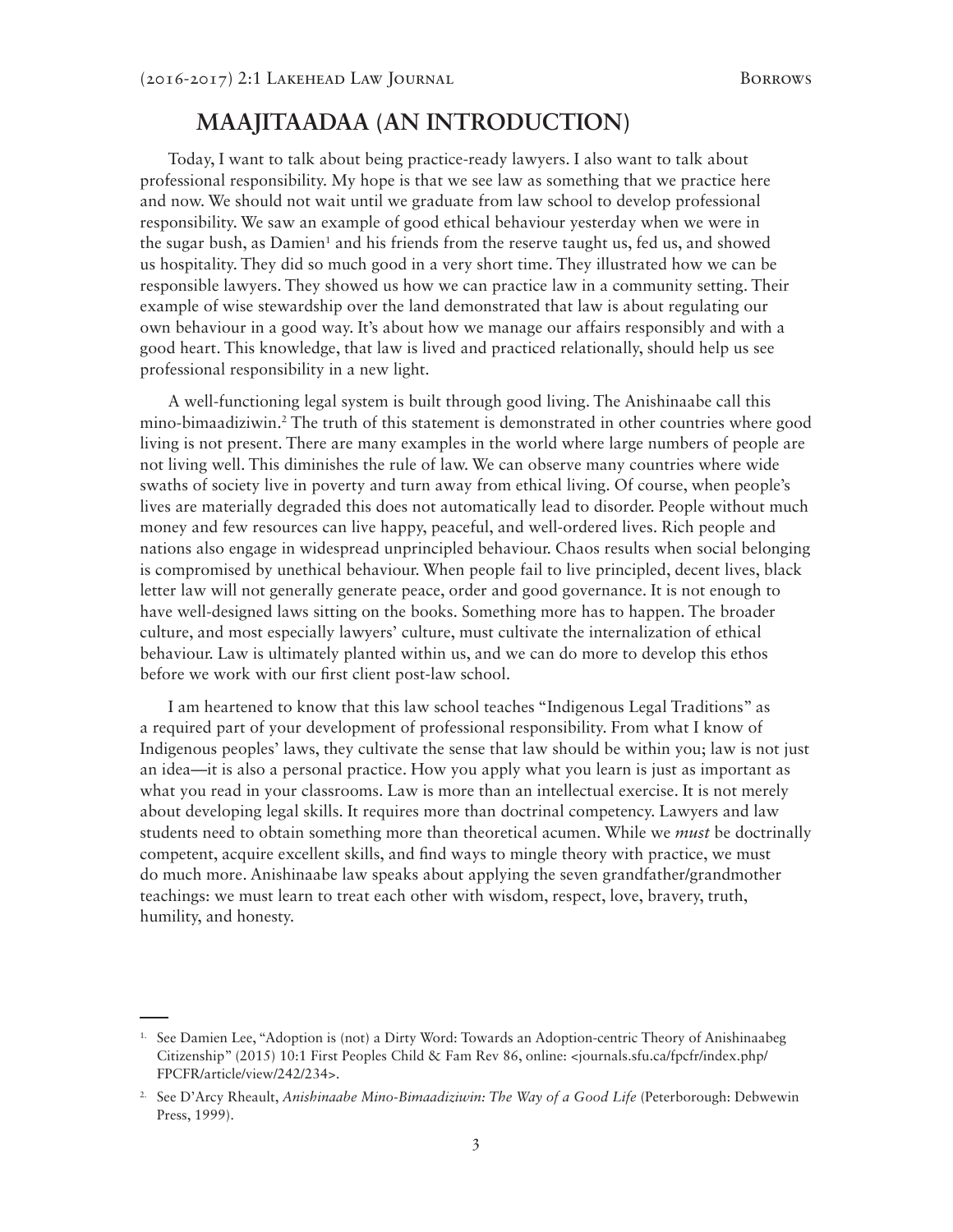## MAAJITAADAA (AN INTRODUCTION)

Today, I want to talk about being practice-ready lawyers. I also want to talk about professional responsibility. My hope is that we see law as something that we practice here and now. We should not wait until we graduate from law school to develop professional responsibility. We saw an example of good ethical behaviour yesterday when we were in the sugar bush, as Damien[1] and his friends from the reserve taught us, fed us, and showed us hospitality. They did so much good in a very short time. They illustrated how we can be responsible lawyers. They showed us how we can practice law in a community setting. Their example of wise stewardship over the land demonstrated that law is about regulating our own behaviour in a good way. It's about how we manage our affairs responsibly and with a good heart. This knowledge, that law is lived and practiced relationally, should help us see professional responsibility in a new light.

A well-functioning legal system is built through good living. The Anishinaabe call this mino-bimaadiziwin.[2] The truth of this statement is demonstrated in other countries where good living is not present. There are many examples in the world where large numbers of people are not living well. This diminishes the rule of law. We can observe many countries where wide swaths of society live in poverty and turn away from ethical living. Of course, when people's lives are materially degraded this does not automatically lead to disorder. People without much money and few resources can live happy, peaceful, and well-ordered lives. Rich people and nations also engage in widespread unprincipled behaviour. Chaos results when social belonging is compromised by unethical behaviour. When people fail to live principled, decent lives, black letter law will not generally generate peace, order and good governance. It is not enough to have well-designed laws sitting on the books. Something more has to happen. The broader culture, and most especially lawyers' culture, must cultivate the internalization of ethical behaviour. Law is ultimately planted within us, and we can do more to develop this ethos before we work with our first client post-law school.

I am heartened to know that this law school teaches "Indigenous Legal Traditions" as a required part of your development of professional responsibility. From what I know of Indigenous peoples' laws, they cultivate the sense that law should be within you; law is not just an idea—it is also a personal practice. How you apply what you learn is just as important as what you read in your classrooms. Law is more than an intellectual exercise. It is not merely about developing legal skills. It requires more than doctrinal competency. Lawyers and law students need to obtain something more than theoretical acumen. While we *must* be doctrinally competent, acquire excellent skills, and find ways to mingle theory with practice, we must do much more. Anishinaabe law speaks about applying the seven grandfather/grandmother teachings: we must learn to treat each other with wisdom, respect, love, bravery, truth, humility, and honesty.

---

1. See Damien Lee, "Adoption is (not) a Dirty Word: Towards an Adoption-centric Theory of Anishinaabeg Citizenship" (2015) 10:1 First Peoples Child & Fam Rev 86, online: <journals.sfu.ca/fpcfr/index.php/FPCFR/article/view/242/234>.

2. See D'Arcy Rheault, *Anishinaabe Mino-Bimaadiziwin: The Way of a Good Life* (Peterborough: Debwewin Press, 1999).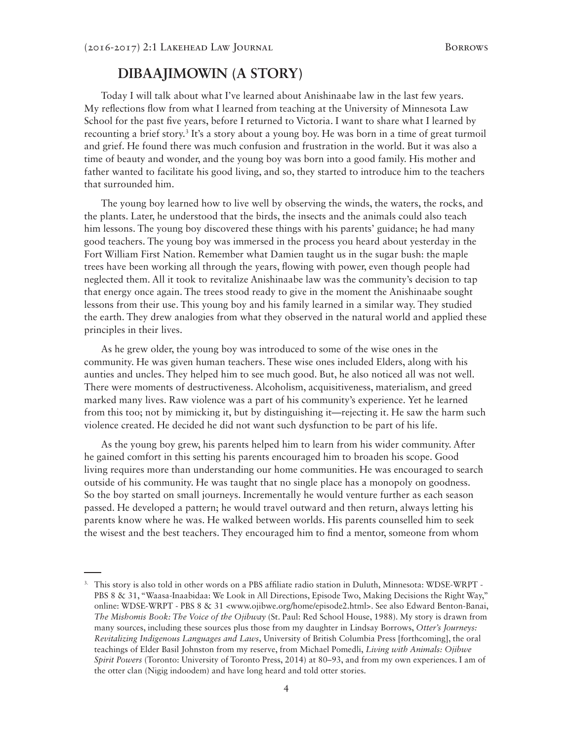## DIBAAJIMOWIN (A STORY)

Today I will talk about what I've learned about Anishinaabe law in the last few years. My reflections flow from what I learned from teaching at the University of Minnesota Law School for the past five years, before I returned to Victoria. I want to share what I learned by recounting a brief story.[3] It's a story about a young boy. He was born in a time of great turmoil and grief. He found there was much confusion and frustration in the world. But it was also a time of beauty and wonder, and the young boy was born into a good family. His mother and father wanted to facilitate his good living, and so, they started to introduce him to the teachers that surrounded him.

The young boy learned how to live well by observing the winds, the waters, the rocks, and the plants. Later, he understood that the birds, the insects and the animals could also teach him lessons. The young boy discovered these things with his parents' guidance; he had many good teachers. The young boy was immersed in the process you heard about yesterday in the Fort William First Nation. Remember what Damien taught us in the sugar bush: the maple trees have been working all through the years, flowing with power, even though people had neglected them. All it took to revitalize Anishinaabe law was the community's decision to tap that energy once again. The trees stood ready to give in the moment the Anishinaabe sought lessons from their use. This young boy and his family learned in a similar way. They studied the earth. They drew analogies from what they observed in the natural world and applied these principles in their lives.

As he grew older, the young boy was introduced to some of the wise ones in the community. He was given human teachers. These wise ones included Elders, along with his aunties and uncles. They helped him to see much good. But, he also noticed all was not well. There were moments of destructiveness. Alcoholism, acquisitiveness, materialism, and greed marked many lives. Raw violence was a part of his community's experience. Yet he learned from this too; not by mimicking it, but by distinguishing it—rejecting it. He saw the harm such violence created. He decided he did not want such dysfunction to be part of his life.

As the young boy grew, his parents helped him to learn from his wider community. After he gained comfort in this setting his parents encouraged him to broaden his scope. Good living requires more than understanding our home communities. He was encouraged to search outside of his community. He was taught that no single place has a monopoly on goodness. So the boy started on small journeys. Incrementally he would venture further as each season passed. He developed a pattern; he would travel outward and then return, always letting his parents know where he was. He walked between worlds. His parents counselled him to seek the wisest and the best teachers. They encouraged him to find a mentor, someone from whom

---

[3] This story is also told in other words on a PBS affiliate radio station in Duluth, Minnesota: WDSE-WRPT - PBS 8 & 31, "Waasa-Inaabidaa: We Look in All Directions, Episode Two, Making Decisions the Right Way," online: WDSE-WRPT - PBS 8 & 31 <www.ojibwe.org/home/episode2.html>. See also Edward Benton-Banai, *The Mishomis Book: The Voice of the Ojibway* (St. Paul: Red School House, 1988). My story is drawn from many sources, including these sources plus those from my daughter in Lindsay Borrows, *Otter's Journeys: Revitalizing Indigenous Languages and Laws*, University of British Columbia Press [forthcoming], the oral teachings of Elder Basil Johnston from my reserve, from Michael Pomedli, *Living with Animals: Ojibwe Spirit Powers* (Toronto: University of Toronto Press, 2014) at 80–93, and from my own experiences. I am of the otter clan (Nigig indoodem) and have long heard and told otter stories.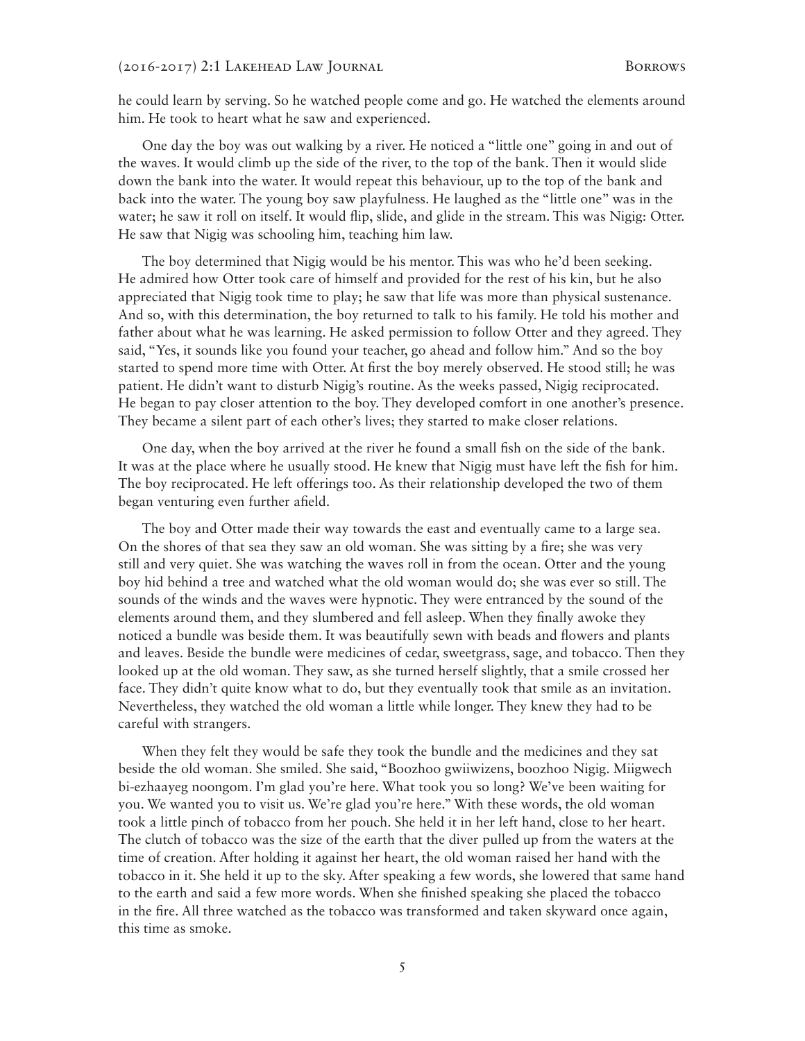he could learn by serving. So he watched people come and go. He watched the elements around him. He took to heart what he saw and experienced.

One day the boy was out walking by a river. He noticed a "little one" going in and out of the waves. It would climb up the side of the river, to the top of the bank. Then it would slide down the bank into the water. It would repeat this behaviour, up to the top of the bank and back into the water. The young boy saw playfulness. He laughed as the "little one" was in the water; he saw it roll on itself. It would flip, slide, and glide in the stream. This was Nigig: Otter. He saw that Nigig was schooling him, teaching him law.

The boy determined that Nigig would be his mentor. This was who he'd been seeking. He admired how Otter took care of himself and provided for the rest of his kin, but he also appreciated that Nigig took time to play; he saw that life was more than physical sustenance. And so, with this determination, the boy returned to talk to his family. He told his mother and father about what he was learning. He asked permission to follow Otter and they agreed. They said, "Yes, it sounds like you found your teacher, go ahead and follow him." And so the boy started to spend more time with Otter. At first the boy merely observed. He stood still; he was patient. He didn't want to disturb Nigig's routine. As the weeks passed, Nigig reciprocated. He began to pay closer attention to the boy. They developed comfort in one another's presence. They became a silent part of each other's lives; they started to make closer relations.

One day, when the boy arrived at the river he found a small fish on the side of the bank. It was at the place where he usually stood. He knew that Nigig must have left the fish for him. The boy reciprocated. He left offerings too. As their relationship developed the two of them began venturing even further afield.

The boy and Otter made their way towards the east and eventually came to a large sea. On the shores of that sea they saw an old woman. She was sitting by a fire; she was very still and very quiet. She was watching the waves roll in from the ocean. Otter and the young boy hid behind a tree and watched what the old woman would do; she was ever so still. The sounds of the winds and the waves were hypnotic. They were entranced by the sound of the elements around them, and they slumbered and fell asleep. When they finally awoke they noticed a bundle was beside them. It was beautifully sewn with beads and flowers and plants and leaves. Beside the bundle were medicines of cedar, sweetgrass, sage, and tobacco. Then they looked up at the old woman. They saw, as she turned herself slightly, that a smile crossed her face. They didn't quite know what to do, but they eventually took that smile as an invitation. Nevertheless, they watched the old woman a little while longer. They knew they had to be careful with strangers.

When they felt they would be safe they took the bundle and the medicines and they sat beside the old woman. She smiled. She said, "Boozhoo gwiiwizens, boozhoo Nigig. Miigwech bi-ezhaayeg noongom. I'm glad you're here. What took you so long? We've been waiting for you. We wanted you to visit us. We're glad you're here." With these words, the old woman took a little pinch of tobacco from her pouch. She held it in her left hand, close to her heart. The clutch of tobacco was the size of the earth that the diver pulled up from the waters at the time of creation. After holding it against her heart, the old woman raised her hand with the tobacco in it. She held it up to the sky. After speaking a few words, she lowered that same hand to the earth and said a few more words. When she finished speaking she placed the tobacco in the fire. All three watched as the tobacco was transformed and taken skyward once again, this time as smoke.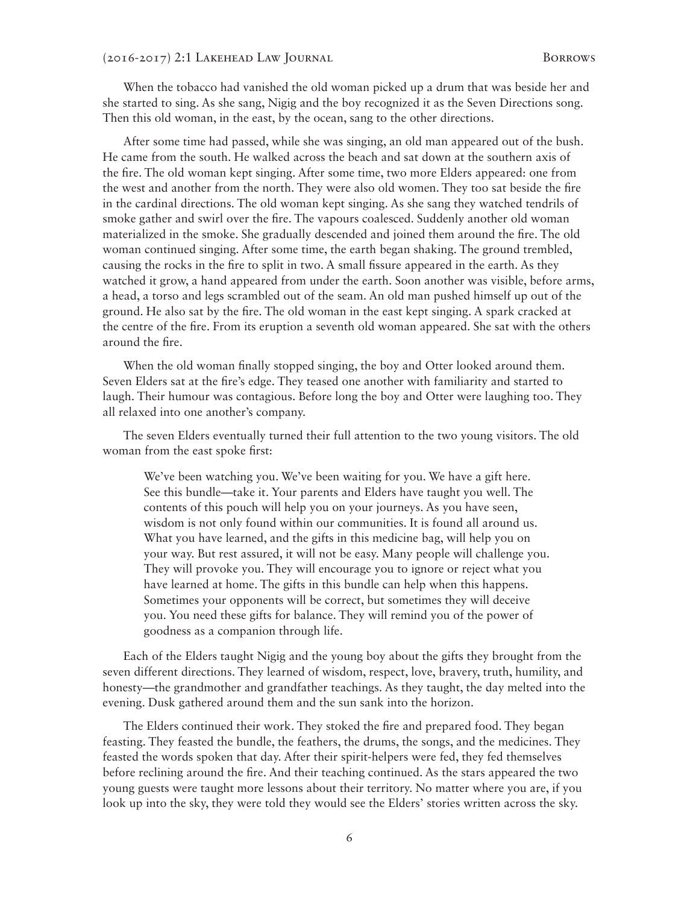When the tobacco had vanished the old woman picked up a drum that was beside her and she started to sing. As she sang, Nigig and the boy recognized it as the Seven Directions song. Then this old woman, in the east, by the ocean, sang to the other directions.

After some time had passed, while she was singing, an old man appeared out of the bush. He came from the south. He walked across the beach and sat down at the southern axis of the fire. The old woman kept singing. After some time, two more Elders appeared: one from the west and another from the north. They were also old women. They too sat beside the fire in the cardinal directions. The old woman kept singing. As she sang they watched tendrils of smoke gather and swirl over the fire. The vapours coalesced. Suddenly another old woman materialized in the smoke. She gradually descended and joined them around the fire. The old woman continued singing. After some time, the earth began shaking. The ground trembled, causing the rocks in the fire to split in two. A small fissure appeared in the earth. As they watched it grow, a hand appeared from under the earth. Soon another was visible, before arms, a head, a torso and legs scrambled out of the seam. An old man pushed himself up out of the ground. He also sat by the fire. The old woman in the east kept singing. A spark cracked at the centre of the fire. From its eruption a seventh old woman appeared. She sat with the others around the fire.

When the old woman finally stopped singing, the boy and Otter looked around them. Seven Elders sat at the fire's edge. They teased one another with familiarity and started to laugh. Their humour was contagious. Before long the boy and Otter were laughing too. They all relaxed into one another's company.

The seven Elders eventually turned their full attention to the two young visitors. The old woman from the east spoke first:

> We've been watching you. We've been waiting for you. We have a gift here. See this bundle—take it. Your parents and Elders have taught you well. The contents of this pouch will help you on your journeys. As you have seen, wisdom is not only found within our communities. It is found all around us. What you have learned, and the gifts in this medicine bag, will help you on your way. But rest assured, it will not be easy. Many people will challenge you. They will provoke you. They will encourage you to ignore or reject what you have learned at home. The gifts in this bundle can help when this happens. Sometimes your opponents will be correct, but sometimes they will deceive you. You need these gifts for balance. They will remind you of the power of goodness as a companion through life.

Each of the Elders taught Nigig and the young boy about the gifts they brought from the seven different directions. They learned of wisdom, respect, love, bravery, truth, humility, and honesty—the grandmother and grandfather teachings. As they taught, the day melted into the evening. Dusk gathered around them and the sun sank into the horizon.

The Elders continued their work. They stoked the fire and prepared food. They began feasting. They feasted the bundle, the feathers, the drums, the songs, and the medicines. They feasted the words spoken that day. After their spirit-helpers were fed, they fed themselves before reclining around the fire. And their teaching continued. As the stars appeared the two young guests were taught more lessons about their territory. No matter where you are, if you look up into the sky, they were told they would see the Elders' stories written across the sky.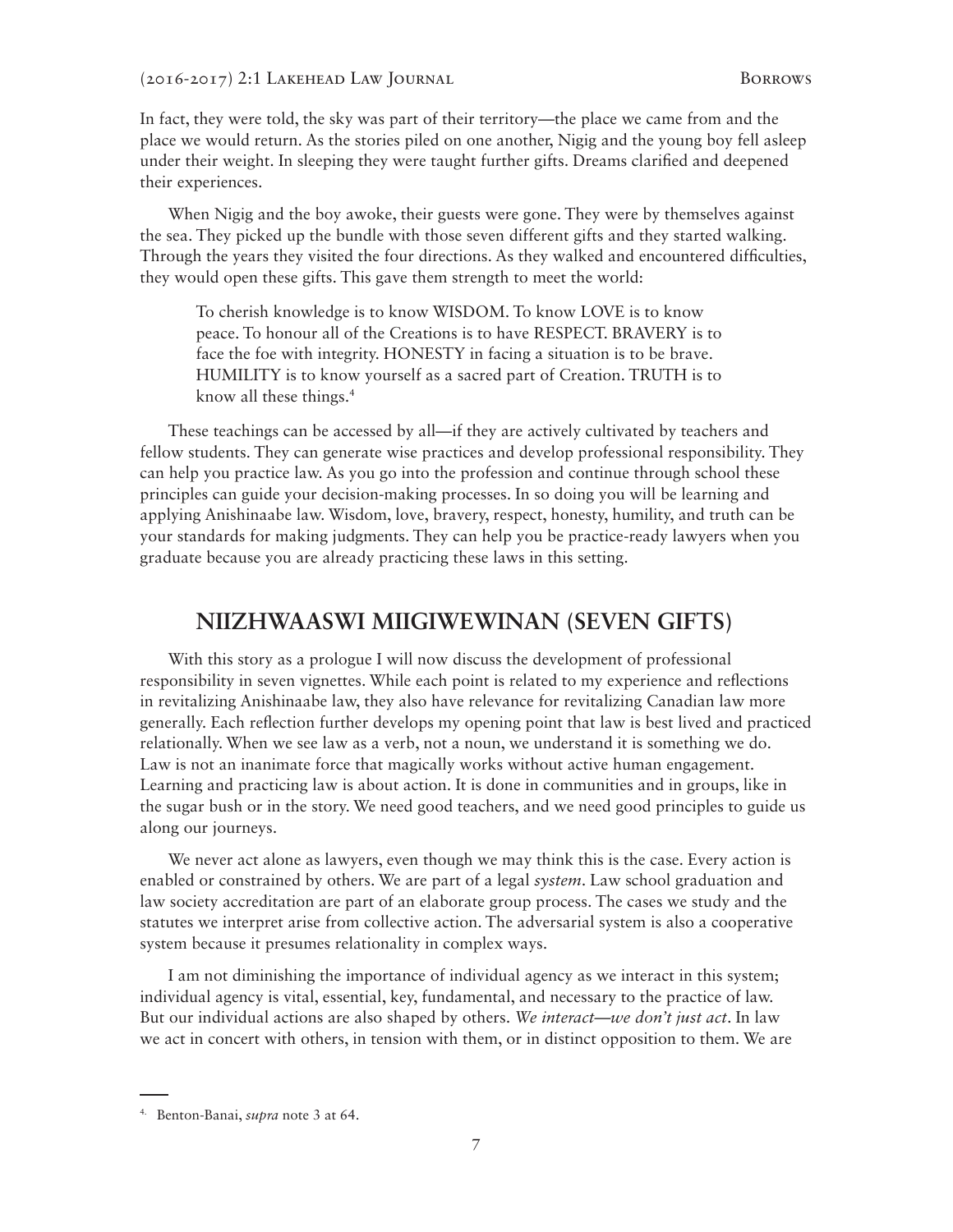In fact, they were told, the sky was part of their territory—the place we came from and the place we would return. As the stories piled on one another, Nigig and the young boy fell asleep under their weight. In sleeping they were taught further gifts. Dreams clarified and deepened their experiences.

When Nigig and the boy awoke, their guests were gone. They were by themselves against the sea. They picked up the bundle with those seven different gifts and they started walking. Through the years they visited the four directions. As they walked and encountered difficulties, they would open these gifts. This gave them strength to meet the world:

> To cherish knowledge is to know WISDOM. To know LOVE is to know peace. To honour all of the Creations is to have RESPECT. BRAVERY is to face the foe with integrity. HONESTY in facing a situation is to be brave. HUMILITY is to know yourself as a sacred part of Creation. TRUTH is to know all these things.[4]

These teachings can be accessed by all—if they are actively cultivated by teachers and fellow students. They can generate wise practices and develop professional responsibility. They can help you practice law. As you go into the profession and continue through school these principles can guide your decision-making processes. In so doing you will be learning and applying Anishinaabe law. Wisdom, love, bravery, respect, honesty, humility, and truth can be your standards for making judgments. They can help you be practice-ready lawyers when you graduate because you are already practicing these laws in this setting.

## NIIZHWAASWI MIIGIWEWINAN (SEVEN GIFTS)

With this story as a prologue I will now discuss the development of professional responsibility in seven vignettes. While each point is related to my experience and reflections in revitalizing Anishinaabe law, they also have relevance for revitalizing Canadian law more generally. Each reflection further develops my opening point that law is best lived and practiced relationally. When we see law as a verb, not a noun, we understand it is something we do. Law is not an inanimate force that magically works without active human engagement. Learning and practicing law is about action. It is done in communities and in groups, like in the sugar bush or in the story. We need good teachers, and we need good principles to guide us along our journeys.

We never act alone as lawyers, even though we may think this is the case. Every action is enabled or constrained by others. We are part of a legal *system*. Law school graduation and law society accreditation are part of an elaborate group process. The cases we study and the statutes we interpret arise from collective action. The adversarial system is also a cooperative system because it presumes relationality in complex ways.

I am not diminishing the importance of individual agency as we interact in this system; individual agency is vital, essential, key, fundamental, and necessary to the practice of law. But our individual actions are also shaped by others. *We interact—we don't just act*. In law we act in concert with others, in tension with them, or in distinct opposition to them. We are

---

4. Benton-Banai, *supra* note 3 at 64.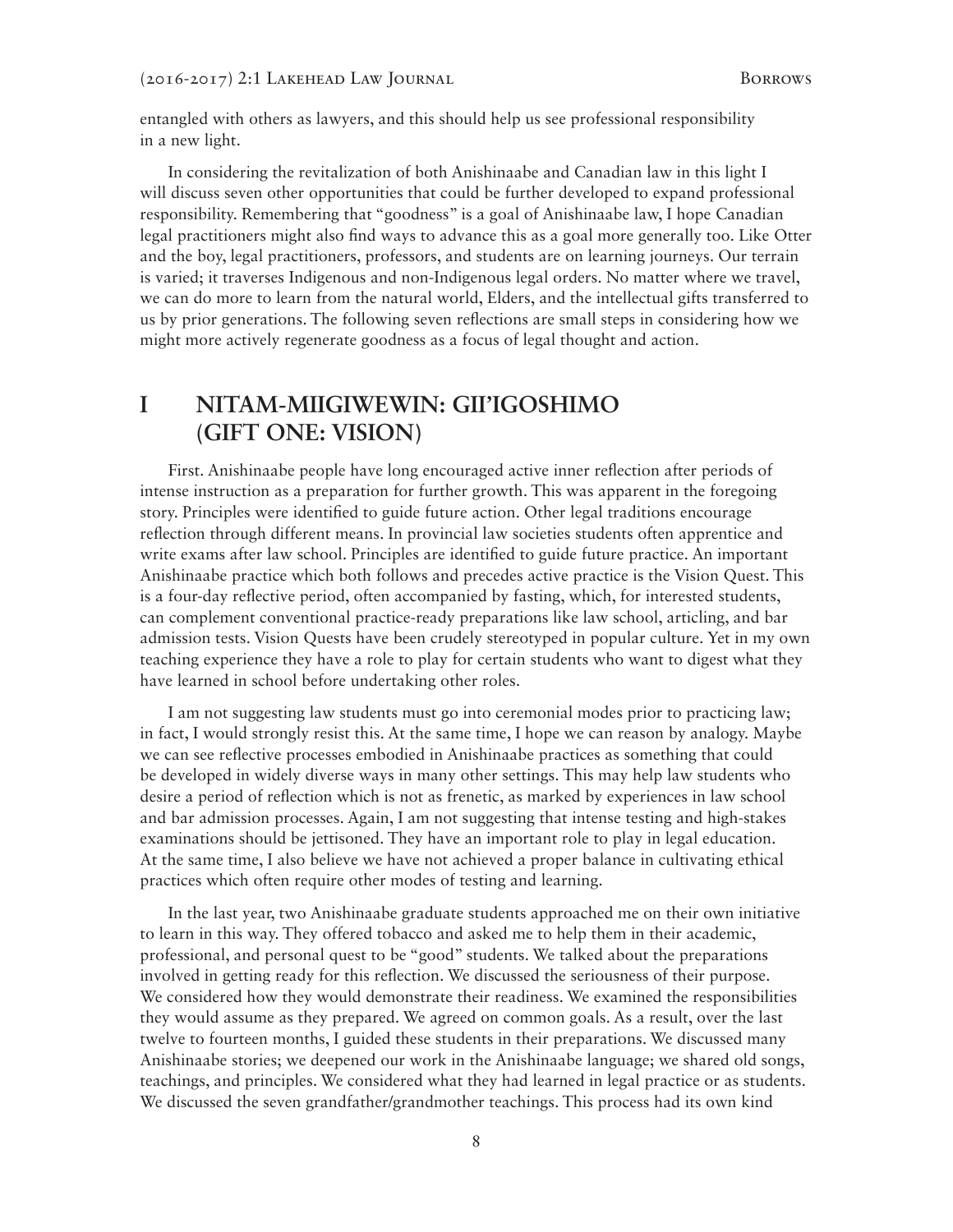entangled with others as lawyers, and this should help us see professional responsibility in a new light.

In considering the revitalization of both Anishinaabe and Canadian law in this light I will discuss seven other opportunities that could be further developed to expand professional responsibility. Remembering that "goodness" is a goal of Anishinaabe law, I hope Canadian legal practitioners might also find ways to advance this as a goal more generally too. Like Otter and the boy, legal practitioners, professors, and students are on learning journeys. Our terrain is varied; it traverses Indigenous and non-Indigenous legal orders. No matter where we travel, we can do more to learn from the natural world, Elders, and the intellectual gifts transferred to us by prior generations. The following seven reflections are small steps in considering how we might more actively regenerate goodness as a focus of legal thought and action.

# I NITAM-MIIGIWEWIN: GII'IGOSHIMO (GIFT ONE: VISION)

First. Anishinaabe people have long encouraged active inner reflection after periods of intense instruction as a preparation for further growth. This was apparent in the foregoing story. Principles were identified to guide future action. Other legal traditions encourage reflection through different means. In provincial law societies students often apprentice and write exams after law school. Principles are identified to guide future practice. An important Anishinaabe practice which both follows and precedes active practice is the Vision Quest. This is a four-day reflective period, often accompanied by fasting, which, for interested students, can complement conventional practice-ready preparations like law school, articling, and bar admission tests. Vision Quests have been crudely stereotyped in popular culture. Yet in my own teaching experience they have a role to play for certain students who want to digest what they have learned in school before undertaking other roles.

I am not suggesting law students must go into ceremonial modes prior to practicing law; in fact, I would strongly resist this. At the same time, I hope we can reason by analogy. Maybe we can see reflective processes embodied in Anishinaabe practices as something that could be developed in widely diverse ways in many other settings. This may help law students who desire a period of reflection which is not as frenetic, as marked by experiences in law school and bar admission processes. Again, I am not suggesting that intense testing and high-stakes examinations should be jettisoned. They have an important role to play in legal education. At the same time, I also believe we have not achieved a proper balance in cultivating ethical practices which often require other modes of testing and learning.

In the last year, two Anishinaabe graduate students approached me on their own initiative to learn in this way. They offered tobacco and asked me to help them in their academic, professional, and personal quest to be "good" students. We talked about the preparations involved in getting ready for this reflection. We discussed the seriousness of their purpose. We considered how they would demonstrate their readiness. We examined the responsibilities they would assume as they prepared. We agreed on common goals. As a result, over the last twelve to fourteen months, I guided these students in their preparations. We discussed many Anishinaabe stories; we deepened our work in the Anishinaabe language; we shared old songs, teachings, and principles. We considered what they had learned in legal practice or as students. We discussed the seven grandfather/grandmother teachings. This process had its own kind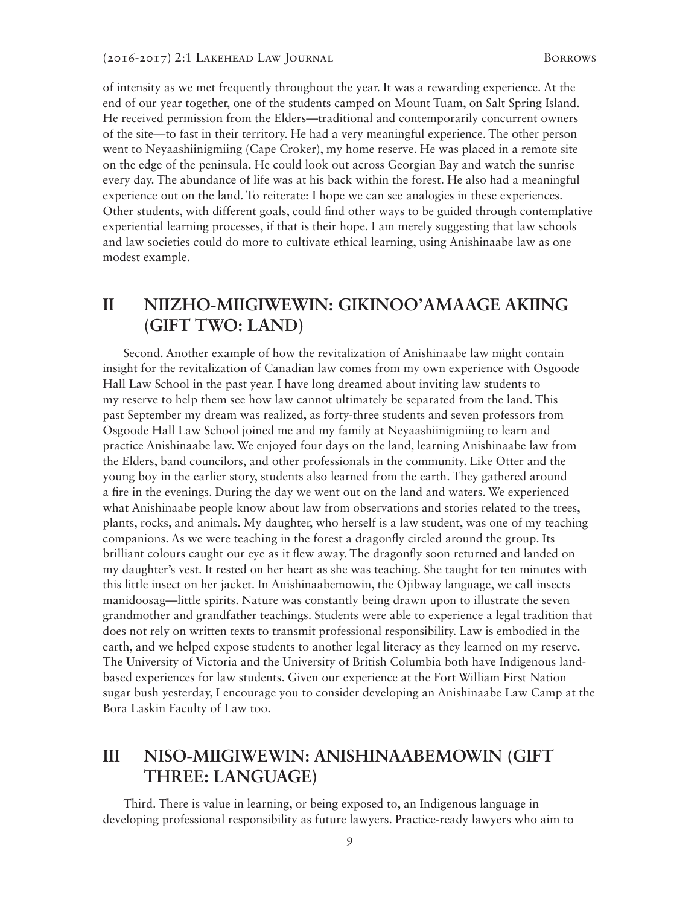of intensity as we met frequently throughout the year. It was a rewarding experience. At the end of our year together, one of the students camped on Mount Tuam, on Salt Spring Island. He received permission from the Elders—traditional and contemporarily concurrent owners of the site—to fast in their territory. He had a very meaningful experience. The other person went to Neyaashiinigmiing (Cape Croker), my home reserve. He was placed in a remote site on the edge of the peninsula. He could look out across Georgian Bay and watch the sunrise every day. The abundance of life was at his back within the forest. He also had a meaningful experience out on the land. To reiterate: I hope we can see analogies in these experiences. Other students, with different goals, could find other ways to be guided through contemplative experiential learning processes, if that is their hope. I am merely suggesting that law schools and law societies could do more to cultivate ethical learning, using Anishinaabe law as one modest example.

## II NIIZHO-MIIGIWEWIN: GIKINOO'AMAAGE AKIING (GIFT TWO: LAND)

Second. Another example of how the revitalization of Anishinaabe law might contain insight for the revitalization of Canadian law comes from my own experience with Osgoode Hall Law School in the past year. I have long dreamed about inviting law students to my reserve to help them see how law cannot ultimately be separated from the land. This past September my dream was realized, as forty-three students and seven professors from Osgoode Hall Law School joined me and my family at Neyaashiinigmiing to learn and practice Anishinaabe law. We enjoyed four days on the land, learning Anishinaabe law from the Elders, band councilors, and other professionals in the community. Like Otter and the young boy in the earlier story, students also learned from the earth. They gathered around a fire in the evenings. During the day we went out on the land and waters. We experienced what Anishinaabe people know about law from observations and stories related to the trees, plants, rocks, and animals. My daughter, who herself is a law student, was one of my teaching companions. As we were teaching in the forest a dragonfly circled around the group. Its brilliant colours caught our eye as it flew away. The dragonfly soon returned and landed on my daughter's vest. It rested on her heart as she was teaching. She taught for ten minutes with this little insect on her jacket. In Anishinaabemowin, the Ojibway language, we call insects manidoosag—little spirits. Nature was constantly being drawn upon to illustrate the seven grandmother and grandfather teachings. Students were able to experience a legal tradition that does not rely on written texts to transmit professional responsibility. Law is embodied in the earth, and we helped expose students to another legal literacy as they learned on my reserve. The University of Victoria and the University of British Columbia both have Indigenous land-based experiences for law students. Given our experience at the Fort William First Nation sugar bush yesterday, I encourage you to consider developing an Anishinaabe Law Camp at the Bora Laskin Faculty of Law too.

## III NISO-MIIGIWEWIN: ANISHINAABEMOWIN (GIFT THREE: LANGUAGE)

Third. There is value in learning, or being exposed to, an Indigenous language in developing professional responsibility as future lawyers. Practice-ready lawyers who aim to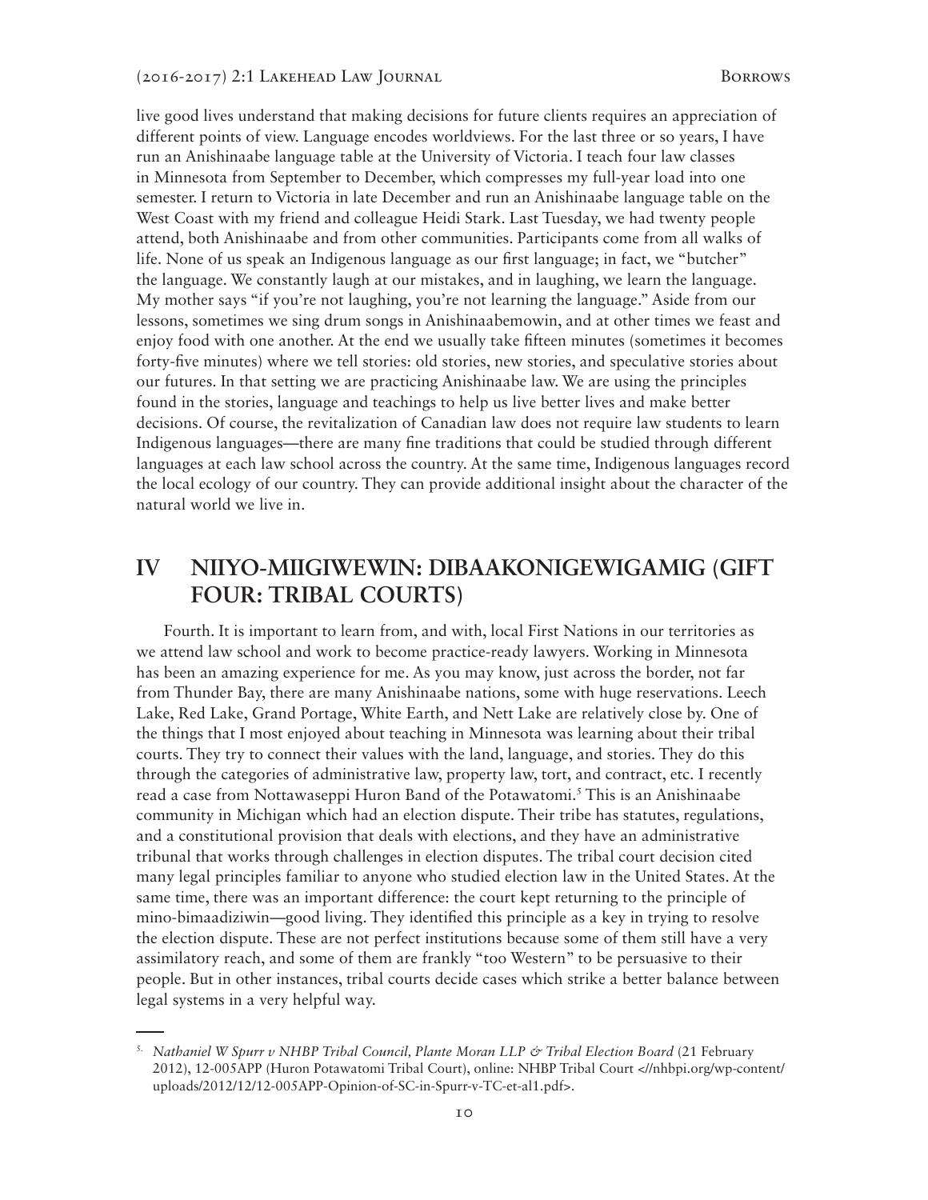live good lives understand that making decisions for future clients requires an appreciation of different points of view. Language encodes worldviews. For the last three or so years, I have run an Anishinaabe language table at the University of Victoria. I teach four law classes in Minnesota from September to December, which compresses my full-year load into one semester. I return to Victoria in late December and run an Anishinaabe language table on the West Coast with my friend and colleague Heidi Stark. Last Tuesday, we had twenty people attend, both Anishinaabe and from other communities. Participants come from all walks of life. None of us speak an Indigenous language as our first language; in fact, we "butcher" the language. We constantly laugh at our mistakes, and in laughing, we learn the language. My mother says "if you're not laughing, you're not learning the language." Aside from our lessons, sometimes we sing drum songs in Anishinaabemowin, and at other times we feast and enjoy food with one another. At the end we usually take fifteen minutes (sometimes it becomes forty-five minutes) where we tell stories: old stories, new stories, and speculative stories about our futures. In that setting we are practicing Anishinaabe law. We are using the principles found in the stories, language and teachings to help us live better lives and make better decisions. Of course, the revitalization of Canadian law does not require law students to learn Indigenous languages—there are many fine traditions that could be studied through different languages at each law school across the country. At the same time, Indigenous languages record the local ecology of our country. They can provide additional insight about the character of the natural world we live in.

## IV NIIYO-MIIGIWEWIN: DIBAAKONIGEWIGAMIG (GIFT FOUR: TRIBAL COURTS)

Fourth. It is important to learn from, and with, local First Nations in our territories as we attend law school and work to become practice-ready lawyers. Working in Minnesota has been an amazing experience for me. As you may know, just across the border, not far from Thunder Bay, there are many Anishinaabe nations, some with huge reservations. Leech Lake, Red Lake, Grand Portage, White Earth, and Nett Lake are relatively close by. One of the things that I most enjoyed about teaching in Minnesota was learning about their tribal courts. They try to connect their values with the land, language, and stories. They do this through the categories of administrative law, property law, tort, and contract, etc. I recently read a case from Nottawaseppi Huron Band of the Potawatomi.[5] This is an Anishinaabe community in Michigan which had an election dispute. Their tribe has statutes, regulations, and a constitutional provision that deals with elections, and they have an administrative tribunal that works through challenges in election disputes. The tribal court decision cited many legal principles familiar to anyone who studied election law in the United States. At the same time, there was an important difference: the court kept returning to the principle of mino-bimaadiziwin—good living. They identified this principle as a key in trying to resolve the election dispute. These are not perfect institutions because some of them still have a very assimilatory reach, and some of them are frankly "too Western" to be persuasive to their people. But in other instances, tribal courts decide cases which strike a better balance between legal systems in a very helpful way.

---

[5] *Nathaniel W Spurr v NHBP Tribal Council, Plante Moran LLP & Tribal Election Board* (21 February 2012), 12-005APP (Huron Potawatomi Tribal Court), online: NHBP Tribal Court <//nhbpi.org/wp-content/uploads/2012/12/12-005APP-Opinion-of-SC-in-Spurr-v-TC-et-al1.pdf>.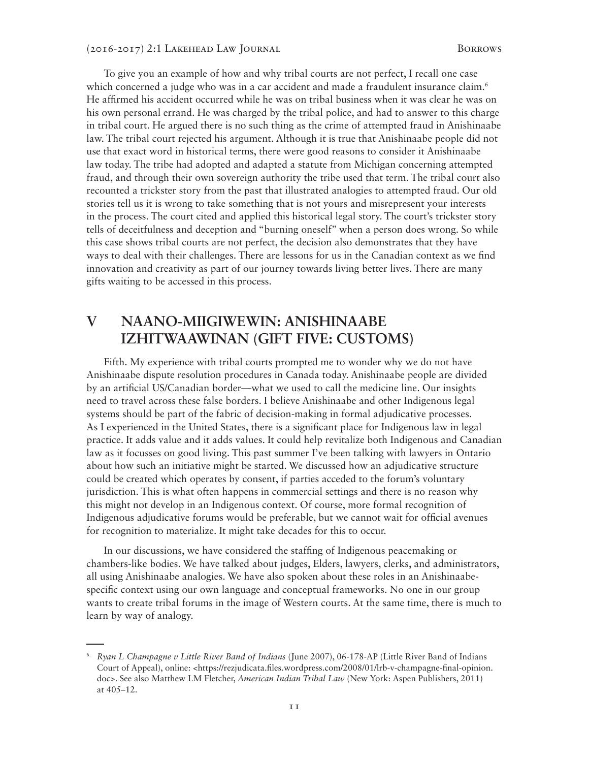To give you an example of how and why tribal courts are not perfect, I recall one case which concerned a judge who was in a car accident and made a fraudulent insurance claim.[6] He affirmed his accident occurred while he was on tribal business when it was clear he was on his own personal errand. He was charged by the tribal police, and had to answer to this charge in tribal court. He argued there is no such thing as the crime of attempted fraud in Anishinaabe law. The tribal court rejected his argument. Although it is true that Anishinaabe people did not use that exact word in historical terms, there were good reasons to consider it Anishinaabe law today. The tribe had adopted and adapted a statute from Michigan concerning attempted fraud, and through their own sovereign authority the tribe used that term. The tribal court also recounted a trickster story from the past that illustrated analogies to attempted fraud. Our old stories tell us it is wrong to take something that is not yours and misrepresent your interests in the process. The court cited and applied this historical legal story. The court's trickster story tells of deceitfulness and deception and "burning oneself" when a person does wrong. So while this case shows tribal courts are not perfect, the decision also demonstrates that they have ways to deal with their challenges. There are lessons for us in the Canadian context as we find innovation and creativity as part of our journey towards living better lives. There are many gifts waiting to be accessed in this process.

## V NAANO-MIIGIWEWIN: ANISHINAABE IZHITWAAWINAN (GIFT FIVE: CUSTOMS)

Fifth. My experience with tribal courts prompted me to wonder why we do not have Anishinaabe dispute resolution procedures in Canada today. Anishinaabe people are divided by an artificial US/Canadian border—what we used to call the medicine line. Our insights need to travel across these false borders. I believe Anishinaabe and other Indigenous legal systems should be part of the fabric of decision-making in formal adjudicative processes. As I experienced in the United States, there is a significant place for Indigenous law in legal practice. It adds value and it adds values. It could help revitalize both Indigenous and Canadian law as it focusses on good living. This past summer I've been talking with lawyers in Ontario about how such an initiative might be started. We discussed how an adjudicative structure could be created which operates by consent, if parties acceded to the forum's voluntary jurisdiction. This is what often happens in commercial settings and there is no reason why this might not develop in an Indigenous context. Of course, more formal recognition of Indigenous adjudicative forums would be preferable, but we cannot wait for official avenues for recognition to materialize. It might take decades for this to occur.

In our discussions, we have considered the staffing of Indigenous peacemaking or chambers-like bodies. We have talked about judges, Elders, lawyers, clerks, and administrators, all using Anishinaabe analogies. We have also spoken about these roles in an Anishinaabe-specific context using our own language and conceptual frameworks. No one in our group wants to create tribal forums in the image of Western courts. At the same time, there is much to learn by way of analogy.

---

[6] *Ryan L Champagne v Little River Band of Indians* (June 2007), 06-178-AP (Little River Band of Indians Court of Appeal), online: <https://rezjudicata.files.wordpress.com/2008/01/lrb-v-champagne-final-opinion.doc>. See also Matthew LM Fletcher, *American Indian Tribal Law* (New York: Aspen Publishers, 2011) at 405–12.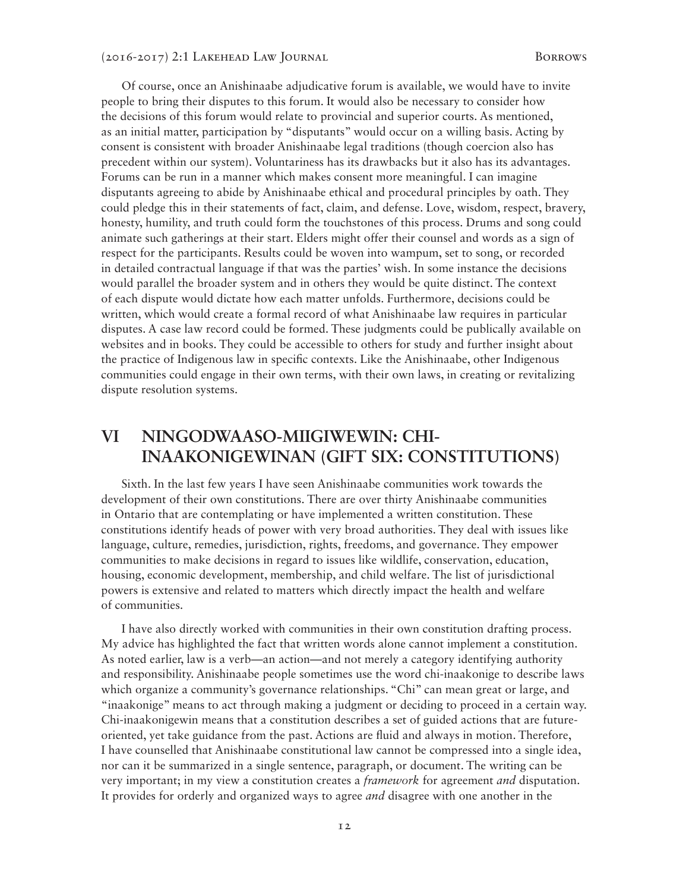Of course, once an Anishinaabe adjudicative forum is available, we would have to invite people to bring their disputes to this forum. It would also be necessary to consider how the decisions of this forum would relate to provincial and superior courts. As mentioned, as an initial matter, participation by "disputants" would occur on a willing basis. Acting by consent is consistent with broader Anishinaabe legal traditions (though coercion also has precedent within our system). Voluntariness has its drawbacks but it also has its advantages. Forums can be run in a manner which makes consent more meaningful. I can imagine disputants agreeing to abide by Anishinaabe ethical and procedural principles by oath. They could pledge this in their statements of fact, claim, and defense. Love, wisdom, respect, bravery, honesty, humility, and truth could form the touchstones of this process. Drums and song could animate such gatherings at their start. Elders might offer their counsel and words as a sign of respect for the participants. Results could be woven into wampum, set to song, or recorded in detailed contractual language if that was the parties' wish. In some instance the decisions would parallel the broader system and in others they would be quite distinct. The context of each dispute would dictate how each matter unfolds. Furthermore, decisions could be written, which would create a formal record of what Anishinaabe law requires in particular disputes. A case law record could be formed. These judgments could be publically available on websites and in books. They could be accessible to others for study and further insight about the practice of Indigenous law in specific contexts. Like the Anishinaabe, other Indigenous communities could engage in their own terms, with their own laws, in creating or revitalizing dispute resolution systems.

## VI NINGODWAASO-MIIGIWEWIN: CHI-INAAKONIGEWINAN (GIFT SIX: CONSTITUTIONS)

Sixth. In the last few years I have seen Anishinaabe communities work towards the development of their own constitutions. There are over thirty Anishinaabe communities in Ontario that are contemplating or have implemented a written constitution. These constitutions identify heads of power with very broad authorities. They deal with issues like language, culture, remedies, jurisdiction, rights, freedoms, and governance. They empower communities to make decisions in regard to issues like wildlife, conservation, education, housing, economic development, membership, and child welfare. The list of jurisdictional powers is extensive and related to matters which directly impact the health and welfare of communities.

I have also directly worked with communities in their own constitution drafting process. My advice has highlighted the fact that written words alone cannot implement a constitution. As noted earlier, law is a verb—an action—and not merely a category identifying authority and responsibility. Anishinaabe people sometimes use the word chi-inaakonige to describe laws which organize a community's governance relationships. "Chi" can mean great or large, and "inaakonige" means to act through making a judgment or deciding to proceed in a certain way. Chi-inaakonigewin means that a constitution describes a set of guided actions that are future-oriented, yet take guidance from the past. Actions are fluid and always in motion. Therefore, I have counselled that Anishinaabe constitutional law cannot be compressed into a single idea, nor can it be summarized in a single sentence, paragraph, or document. The writing can be very important; in my view a constitution creates a *framework* for agreement *and* disputation. It provides for orderly and organized ways to agree *and* disagree with one another in the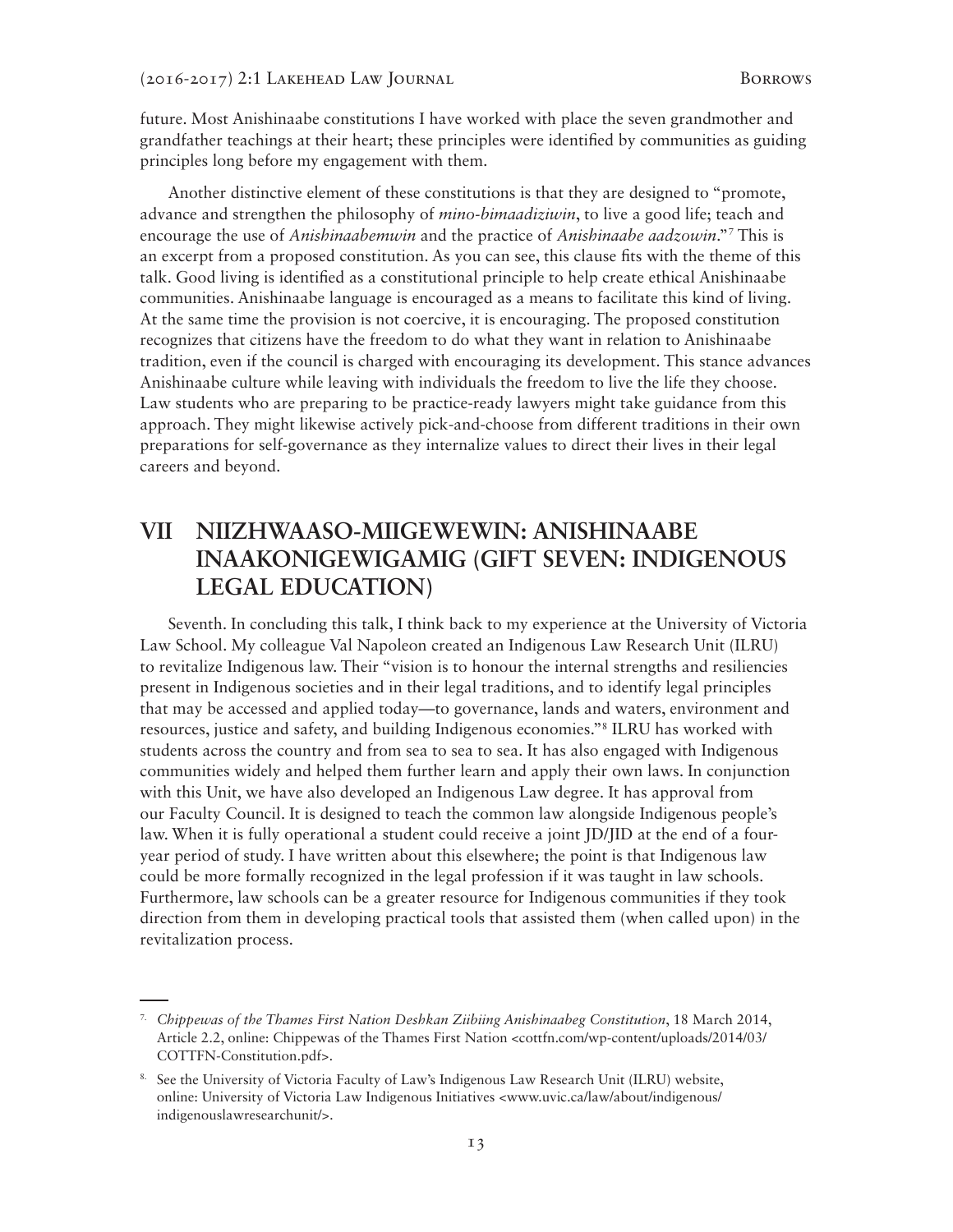future. Most Anishinaabe constitutions I have worked with place the seven grandmother and grandfather teachings at their heart; these principles were identified by communities as guiding principles long before my engagement with them.

Another distinctive element of these constitutions is that they are designed to "promote, advance and strengthen the philosophy of *mino-bimaadiziwin*, to live a good life; teach and encourage the use of *Anishinaabemwin* and the practice of *Anishinaabe aadzowin*."[7] This is an excerpt from a proposed constitution. As you can see, this clause fits with the theme of this talk. Good living is identified as a constitutional principle to help create ethical Anishinaabe communities. Anishinaabe language is encouraged as a means to facilitate this kind of living. At the same time the provision is not coercive, it is encouraging. The proposed constitution recognizes that citizens have the freedom to do what they want in relation to Anishinaabe tradition, even if the council is charged with encouraging its development. This stance advances Anishinaabe culture while leaving with individuals the freedom to live the life they choose. Law students who are preparing to be practice-ready lawyers might take guidance from this approach. They might likewise actively pick-and-choose from different traditions in their own preparations for self-governance as they internalize values to direct their lives in their legal careers and beyond.

## VII NIIZHWAASO-MIIGEWEWIN: ANISHINAABE INAAKONIGEWIGAMIG (GIFT SEVEN: INDIGENOUS LEGAL EDUCATION)

Seventh. In concluding this talk, I think back to my experience at the University of Victoria Law School. My colleague Val Napoleon created an Indigenous Law Research Unit (ILRU) to revitalize Indigenous law. Their "vision is to honour the internal strengths and resiliencies present in Indigenous societies and in their legal traditions, and to identify legal principles that may be accessed and applied today—to governance, lands and waters, environment and resources, justice and safety, and building Indigenous economies."[8] ILRU has worked with students across the country and from sea to sea to sea. It has also engaged with Indigenous communities widely and helped them further learn and apply their own laws. In conjunction with this Unit, we have also developed an Indigenous Law degree. It has approval from our Faculty Council. It is designed to teach the common law alongside Indigenous people's law. When it is fully operational a student could receive a joint JD/JID at the end of a four-year period of study. I have written about this elsewhere; the point is that Indigenous law could be more formally recognized in the legal profession if it was taught in law schools. Furthermore, law schools can be a greater resource for Indigenous communities if they took direction from them in developing practical tools that assisted them (when called upon) in the revitalization process.

---

[7] *Chippewas of the Thames First Nation Deshkan Ziibiing Anishinaabeg Constitution*, 18 March 2014, Article 2.2, online: Chippewas of the Thames First Nation <cottfn.com/wp-content/uploads/2014/03/COTTFN-Constitution.pdf>.

[8] See the University of Victoria Faculty of Law's Indigenous Law Research Unit (ILRU) website, online: University of Victoria Law Indigenous Initiatives <www.uvic.ca/law/about/indigenous/indigenouslawresearchunit/>.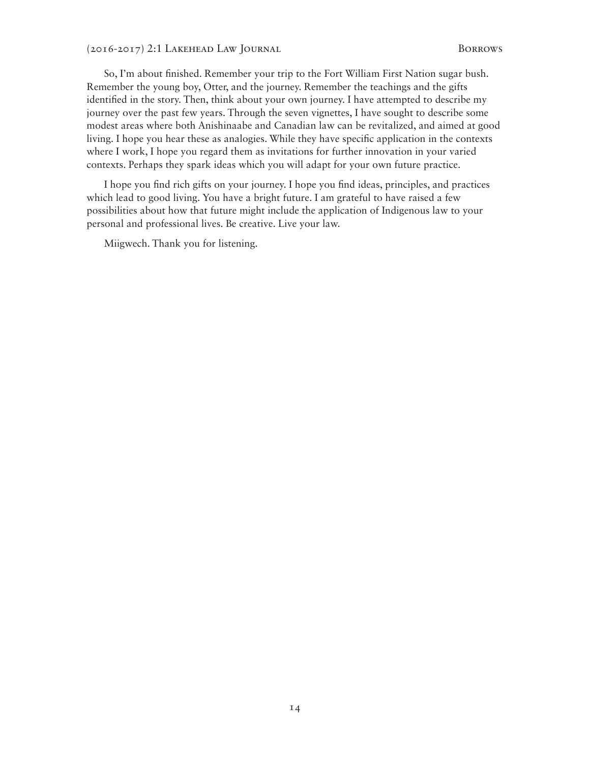So, I'm about finished. Remember your trip to the Fort William First Nation sugar bush. Remember the young boy, Otter, and the journey. Remember the teachings and the gifts identified in the story. Then, think about your own journey. I have attempted to describe my journey over the past few years. Through the seven vignettes, I have sought to describe some modest areas where both Anishinaabe and Canadian law can be revitalized, and aimed at good living. I hope you hear these as analogies. While they have specific application in the contexts where I work, I hope you regard them as invitations for further innovation in your varied contexts. Perhaps they spark ideas which you will adapt for your own future practice.

I hope you find rich gifts on your journey. I hope you find ideas, principles, and practices which lead to good living. You have a bright future. I am grateful to have raised a few possibilities about how that future might include the application of Indigenous law to your personal and professional lives. Be creative. Live your law.

Miigwech. Thank you for listening.